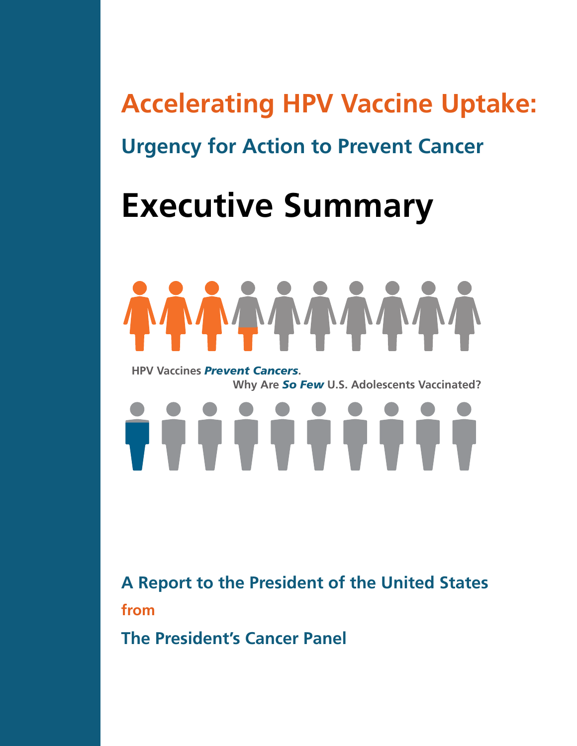# Accelerating HPV Vaccine Uptake:

## Urgency for Action to Prevent Cancer

# Executive Summary

HPV Vaccines ***Prevent Cancers***.

Why Are ***So Few*** U.S. Adolescents Vaccinated?

**A Report to the President of the United States**

**from**

**The President's Cancer Panel**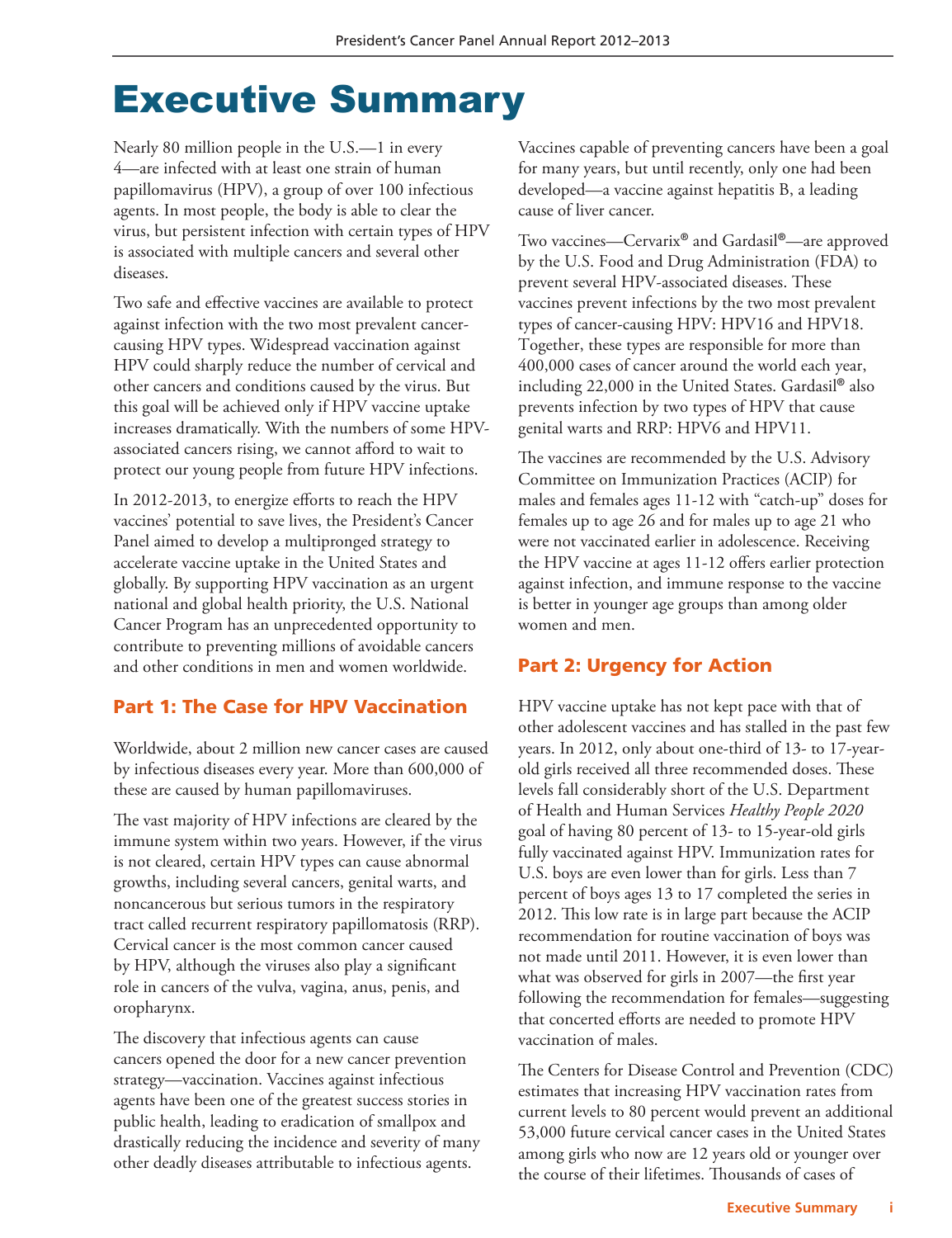# Executive Summary

Nearly 80 million people in the U.S.—1 in every 4—are infected with at least one strain of human papillomavirus (HPV), a group of over 100 infectious agents. In most people, the body is able to clear the virus, but persistent infection with certain types of HPV is associated with multiple cancers and several other diseases.

Two safe and effective vaccines are available to protect against infection with the two most prevalent cancer-causing HPV types. Widespread vaccination against HPV could sharply reduce the number of cervical and other cancers and conditions caused by the virus. But this goal will be achieved only if HPV vaccine uptake increases dramatically. With the numbers of some HPV-associated cancers rising, we cannot afford to wait to protect our young people from future HPV infections.

In 2012-2013, to energize efforts to reach the HPV vaccines' potential to save lives, the President's Cancer Panel aimed to develop a multipronged strategy to accelerate vaccine uptake in the United States and globally. By supporting HPV vaccination as an urgent national and global health priority, the U.S. National Cancer Program has an unprecedented opportunity to contribute to preventing millions of avoidable cancers and other conditions in men and women worldwide.

## Part 1: The Case for HPV Vaccination

Worldwide, about 2 million new cancer cases are caused by infectious diseases every year. More than 600,000 of these are caused by human papillomaviruses.

The vast majority of HPV infections are cleared by the immune system within two years. However, if the virus is not cleared, certain HPV types can cause abnormal growths, including several cancers, genital warts, and noncancerous but serious tumors in the respiratory tract called recurrent respiratory papillomatosis (RRP). Cervical cancer is the most common cancer caused by HPV, although the viruses also play a significant role in cancers of the vulva, vagina, anus, penis, and oropharynx.

The discovery that infectious agents can cause cancers opened the door for a new cancer prevention strategy—vaccination. Vaccines against infectious agents have been one of the greatest success stories in public health, leading to eradication of smallpox and drastically reducing the incidence and severity of many other deadly diseases attributable to infectious agents.

Vaccines capable of preventing cancers have been a goal for many years, but until recently, only one had been developed—a vaccine against hepatitis B, a leading cause of liver cancer.

Two vaccines—Cervarix® and Gardasil®—are approved by the U.S. Food and Drug Administration (FDA) to prevent several HPV-associated diseases. These vaccines prevent infections by the two most prevalent types of cancer-causing HPV: HPV16 and HPV18. Together, these types are responsible for more than 400,000 cases of cancer around the world each year, including 22,000 in the United States. Gardasil® also prevents infection by two types of HPV that cause genital warts and RRP: HPV6 and HPV11.

The vaccines are recommended by the U.S. Advisory Committee on Immunization Practices (ACIP) for males and females ages 11-12 with "catch-up" doses for females up to age 26 and for males up to age 21 who were not vaccinated earlier in adolescence. Receiving the HPV vaccine at ages 11-12 offers earlier protection against infection, and immune response to the vaccine is better in younger age groups than among older women and men.

## Part 2: Urgency for Action

HPV vaccine uptake has not kept pace with that of other adolescent vaccines and has stalled in the past few years. In 2012, only about one-third of 13- to 17-year-old girls received all three recommended doses. These levels fall considerably short of the U.S. Department of Health and Human Services *Healthy People 2020* goal of having 80 percent of 13- to 15-year-old girls fully vaccinated against HPV. Immunization rates for U.S. boys are even lower than for girls. Less than 7 percent of boys ages 13 to 17 completed the series in 2012. This low rate is in large part because the ACIP recommendation for routine vaccination of boys was not made until 2011. However, it is even lower than what was observed for girls in 2007—the first year following the recommendation for females—suggesting that concerted efforts are needed to promote HPV vaccination of males.

The Centers for Disease Control and Prevention (CDC) estimates that increasing HPV vaccination rates from current levels to 80 percent would prevent an additional 53,000 future cervical cancer cases in the United States among girls who now are 12 years old or younger over the course of their lifetimes. Thousands of cases of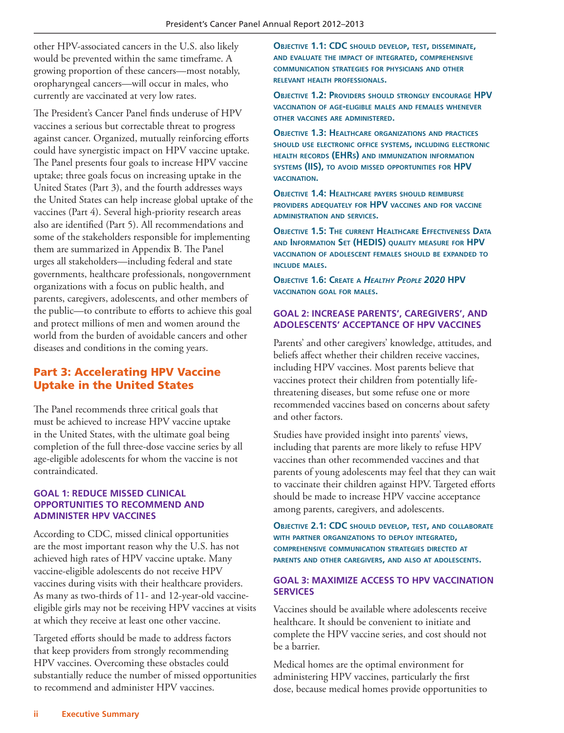other HPV-associated cancers in the U.S. also likely would be prevented within the same timeframe. A growing proportion of these cancers—most notably, oropharyngeal cancers—will occur in males, who currently are vaccinated at very low rates.

The President's Cancer Panel finds underuse of HPV vaccines a serious but correctable threat to progress against cancer. Organized, mutually reinforcing efforts could have synergistic impact on HPV vaccine uptake. The Panel presents four goals to increase HPV vaccine uptake; three goals focus on increasing uptake in the United States (Part 3), and the fourth addresses ways the United States can help increase global uptake of the vaccines (Part 4). Several high-priority research areas also are identified (Part 5). All recommendations and some of the stakeholders responsible for implementing them are summarized in Appendix B. The Panel urges all stakeholders—including federal and state governments, healthcare professionals, nongovernment organizations with a focus on public health, and parents, caregivers, adolescents, and other members of the public—to contribute to efforts to achieve this goal and protect millions of men and women around the world from the burden of avoidable cancers and other diseases and conditions in the coming years.

## Part 3: Accelerating HPV Vaccine Uptake in the United States

The Panel recommends three critical goals that must be achieved to increase HPV vaccine uptake in the United States, with the ultimate goal being completion of the full three-dose vaccine series by all age-eligible adolescents for whom the vaccine is not contraindicated.

### GOAL 1: REDUCE MISSED CLINICAL OPPORTUNITIES TO RECOMMEND AND ADMINISTER HPV VACCINES

According to CDC, missed clinical opportunities are the most important reason why the U.S. has not achieved high rates of HPV vaccine uptake. Many vaccine-eligible adolescents do not receive HPV vaccines during visits with their healthcare providers. As many as two-thirds of 11- and 12-year-old vaccine-eligible girls may not be receiving HPV vaccines at visits at which they receive at least one other vaccine.

Targeted efforts should be made to address factors that keep providers from strongly recommending HPV vaccines. Overcoming these obstacles could substantially reduce the number of missed opportunities to recommend and administer HPV vaccines.

**Objective 1.1: CDC should develop, test, disseminate, and evaluate the impact of integrated, comprehensive communication strategies for physicians and other relevant health professionals.**

**Objective 1.2: Providers should strongly encourage HPV vaccination of age-eligible males and females whenever other vaccines are administered.**

**Objective 1.3: Healthcare organizations and practices should use electronic office systems, including electronic health records (EHRs) and immunization information systems (IIS), to avoid missed opportunities for HPV vaccination.**

**Objective 1.4: Healthcare payers should reimburse providers adequately for HPV vaccines and for vaccine administration and services.**

**Objective 1.5: The current Healthcare Effectiveness Data and Information Set (HEDIS) quality measure for HPV vaccination of adolescent females should be expanded to include males.**

**Objective 1.6: Create a *Healthy People 2020* HPV vaccination goal for males.**

### GOAL 2: INCREASE PARENTS', CAREGIVERS', AND ADOLESCENTS' ACCEPTANCE OF HPV VACCINES

Parents' and other caregivers' knowledge, attitudes, and beliefs affect whether their children receive vaccines, including HPV vaccines. Most parents believe that vaccines protect their children from potentially life-threatening diseases, but some refuse one or more recommended vaccines based on concerns about safety and other factors.

Studies have provided insight into parents' views, including that parents are more likely to refuse HPV vaccines than other recommended vaccines and that parents of young adolescents may feel that they can wait to vaccinate their children against HPV. Targeted efforts should be made to increase HPV vaccine acceptance among parents, caregivers, and adolescents.

**Objective 2.1: CDC should develop, test, and collaborate with partner organizations to deploy integrated, comprehensive communication strategies directed at parents and other caregivers, and also at adolescents.**

### GOAL 3: MAXIMIZE ACCESS TO HPV VACCINATION SERVICES

Vaccines should be available where adolescents receive healthcare. It should be convenient to initiate and complete the HPV vaccine series, and cost should not be a barrier.

Medical homes are the optimal environment for administering HPV vaccines, particularly the first dose, because medical homes provide opportunities to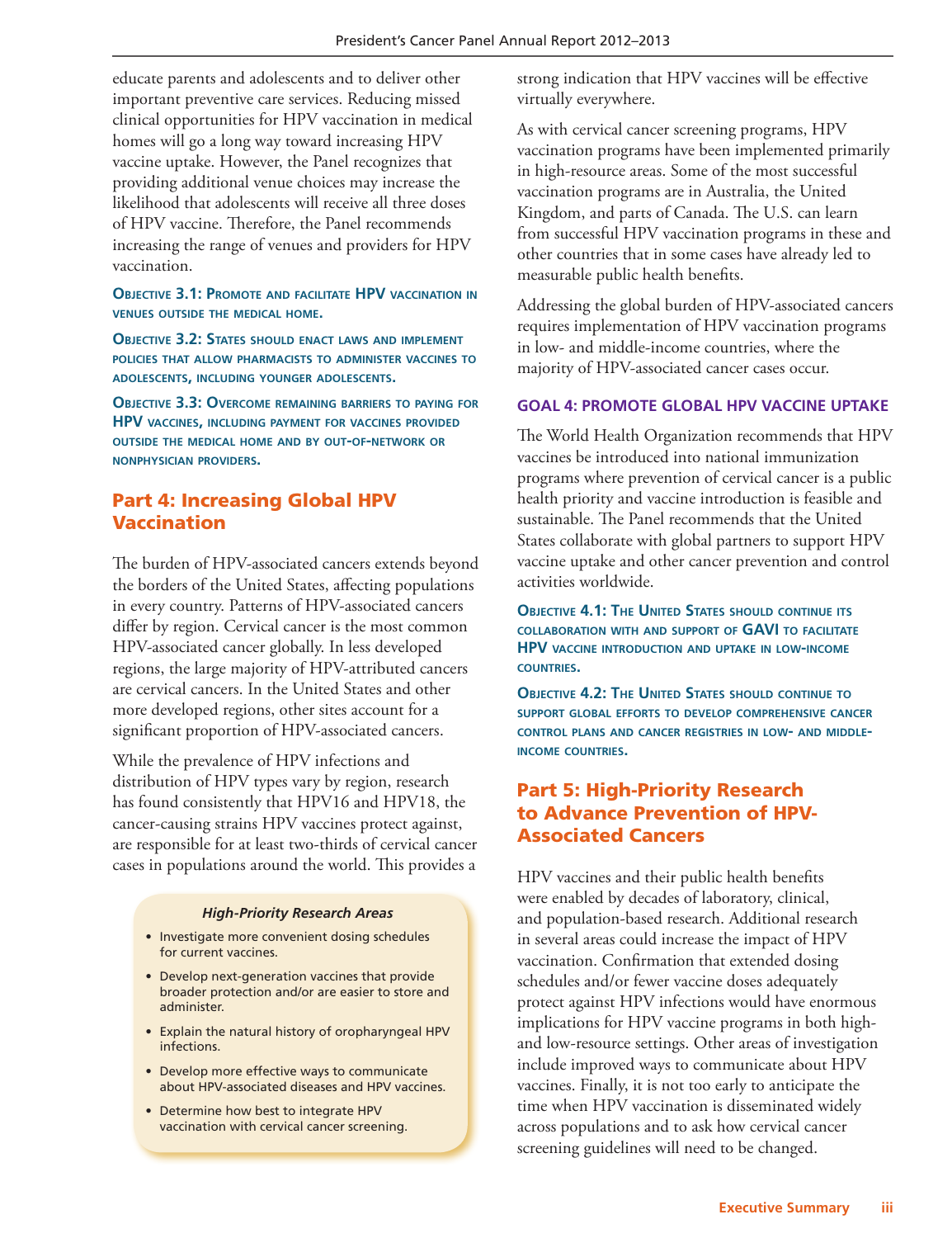educate parents and adolescents and to deliver other important preventive care services. Reducing missed clinical opportunities for HPV vaccination in medical homes will go a long way toward increasing HPV vaccine uptake. However, the Panel recognizes that providing additional venue choices may increase the likelihood that adolescents will receive all three doses of HPV vaccine. Therefore, the Panel recommends increasing the range of venues and providers for HPV vaccination.

**Objective 3.1: Promote and facilitate HPV vaccination in venues outside the medical home.**

**Objective 3.2: States should enact laws and implement policies that allow pharmacists to administer vaccines to adolescents, including younger adolescents.**

**Objective 3.3: Overcome remaining barriers to paying for HPV vaccines, including payment for vaccines provided outside the medical home and by out-of-network or nonphysician providers.**

## Part 4: Increasing Global HPV Vaccination

The burden of HPV-associated cancers extends beyond the borders of the United States, affecting populations in every country. Patterns of HPV-associated cancers differ by region. Cervical cancer is the most common HPV-associated cancer globally. In less developed regions, the large majority of HPV-attributed cancers are cervical cancers. In the United States and other more developed regions, other sites account for a significant proportion of HPV-associated cancers.

While the prevalence of HPV infections and distribution of HPV types vary by region, research has found consistently that HPV16 and HPV18, the cancer-causing strains HPV vaccines protect against, are responsible for at least two-thirds of cervical cancer cases in populations around the world. This provides a strong indication that HPV vaccines will be effective virtually everywhere.

As with cervical cancer screening programs, HPV vaccination programs have been implemented primarily in high-resource areas. Some of the most successful vaccination programs are in Australia, the United Kingdom, and parts of Canada. The U.S. can learn from successful HPV vaccination programs in these and other countries that in some cases have already led to measurable public health benefits.

Addressing the global burden of HPV-associated cancers requires implementation of HPV vaccination programs in low- and middle-income countries, where the majority of HPV-associated cancer cases occur.

### GOAL 4: PROMOTE GLOBAL HPV VACCINE UPTAKE

The World Health Organization recommends that HPV vaccines be introduced into national immunization programs where prevention of cervical cancer is a public health priority and vaccine introduction is feasible and sustainable. The Panel recommends that the United States collaborate with global partners to support HPV vaccine uptake and other cancer prevention and control activities worldwide.

**Objective 4.1: The United States should continue its collaboration with and support of GAVI to facilitate HPV vaccine introduction and uptake in low-income countries.**

**Objective 4.2: The United States should continue to support global efforts to develop comprehensive cancer control plans and cancer registries in low- and middle-income countries.**

## Part 5: High-Priority Research to Advance Prevention of HPV-Associated Cancers

HPV vaccines and their public health benefits were enabled by decades of laboratory, clinical, and population-based research. Additional research in several areas could increase the impact of HPV vaccination. Confirmation that extended dosing schedules and/or fewer vaccine doses adequately protect against HPV infections would have enormous implications for HPV vaccine programs in both high- and low-resource settings. Other areas of investigation include improved ways to communicate about HPV vaccines. Finally, it is not too early to anticipate the time when HPV vaccination is disseminated widely across populations and to ask how cervical cancer screening guidelines will need to be changed.

***High-Priority Research Areas***

- Investigate more convenient dosing schedules for current vaccines.
- Develop next-generation vaccines that provide broader protection and/or are easier to store and administer.
- Explain the natural history of oropharyngeal HPV infections.
- Develop more effective ways to communicate about HPV-associated diseases and HPV vaccines.
- Determine how best to integrate HPV vaccination with cervical cancer screening.